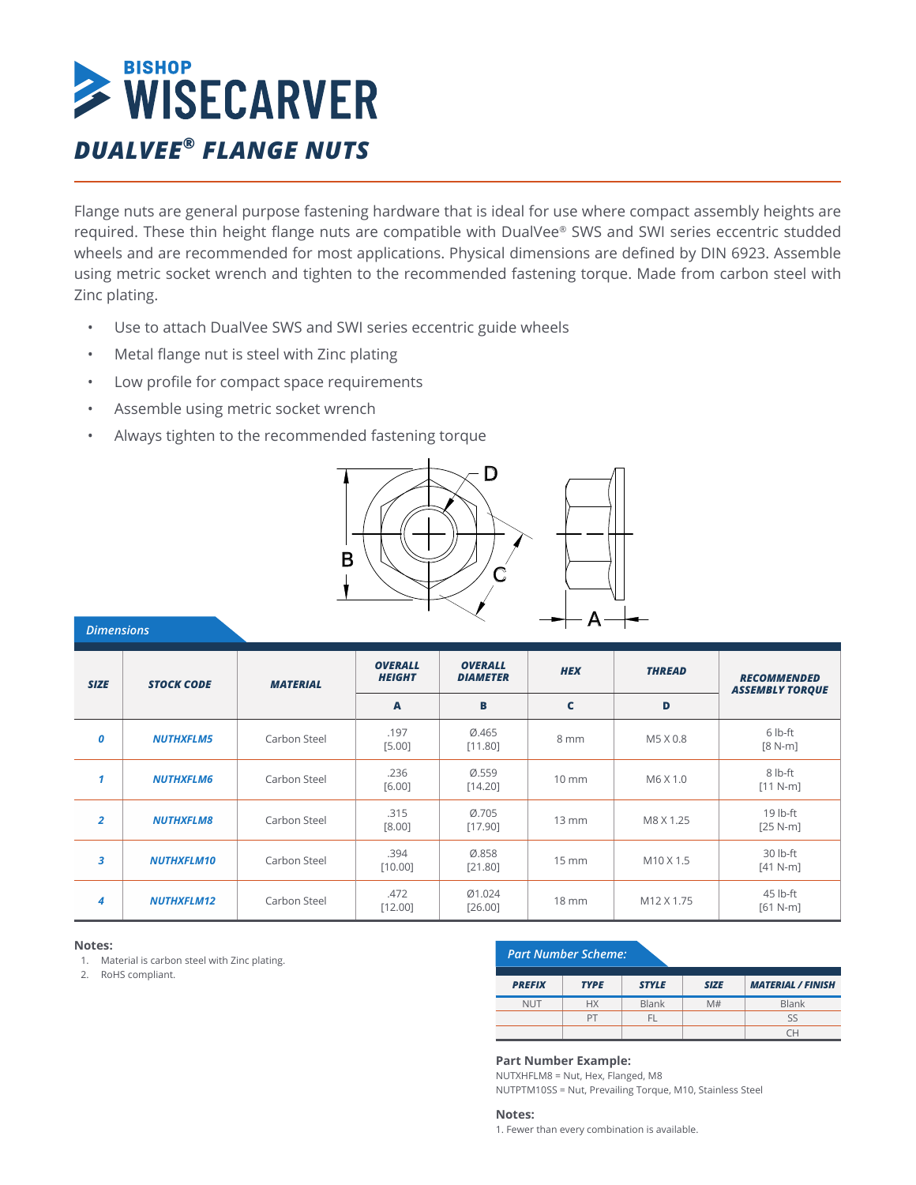# BISHOP WISECARVER

## DUALVEE® FLANGE NUTS

Flange nuts are general purpose fastening hardware that is ideal for use where compact assembly heights are required. These thin height flange nuts are compatible with DualVee® SWS and SWI series eccentric studded wheels and are recommended for most applications. Physical dimensions are defined by DIN 6923. Assemble using metric socket wrench and tighten to the recommended fastening torque. Made from carbon steel with Zinc plating.

- Use to attach DualVee SWS and SWI series eccentric guide wheels
- Metal flange nut is steel with Zinc plating
- Low profile for compact space requirements
- Assemble using metric socket wrench
- Always tighten to the recommended fastening torque

### Dimensions

| SIZE | STOCK CODE | MATERIAL | OVERALL HEIGHT | OVERALL DIAMETER | HEX | THREAD | RECOMMENDED ASSEMBLY TORQUE |
|---|---|---|---|---|---|---|---|
| | | | A | B | C | D | |
| 0 | NUTHXFLM5 | Carbon Steel | .197 [5.00] | Ø.465 [11.80] | 8 mm | M5 X 0.8 | 6 lb-ft [8 N-m] |
| 1 | NUTHXFLM6 | Carbon Steel | .236 [6.00] | Ø.559 [14.20] | 10 mm | M6 X 1.0 | 8 lb-ft [11 N-m] |
| 2 | NUTHXFLM8 | Carbon Steel | .315 [8.00] | Ø.705 [17.90] | 13 mm | M8 X 1.25 | 19 lb-ft [25 N-m] |
| 3 | NUTHXFLM10 | Carbon Steel | .394 [10.00] | Ø.858 [21.80] | 15 mm | M10 X 1.5 | 30 lb-ft [41 N-m] |
| 4 | NUTHXFLM12 | Carbon Steel | .472 [12.00] | Ø1.024 [26.00] | 18 mm | M12 X 1.75 | 45 lb-ft [61 N-m] |

**Notes:**

1. Material is carbon steel with Zinc plating.
2. RoHS compliant.

### Part Number Scheme:

| PREFIX | TYPE | STYLE | SIZE | MATERIAL / FINISH |
|---|---|---|---|---|
| NUT | HX | Blank | M# | Blank |
| | PT | FL | | SS |
| | | | | CH |

**Part Number Example:**

NUTXHFLM8 = Nut, Hex, Flanged, M8
NUTPTM10SS = Nut, Prevailing Torque, M10, Stainless Steel

**Notes:**

1. Fewer than every combination is available.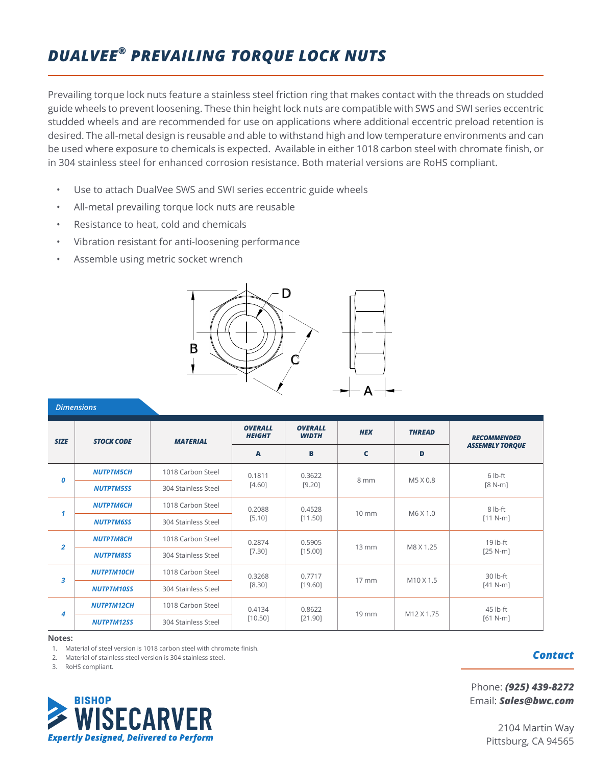# DUALVEE® PREVAILING TORQUE LOCK NUTS

Prevailing torque lock nuts feature a stainless steel friction ring that makes contact with the threads on studded guide wheels to prevent loosening. These thin height lock nuts are compatible with SWS and SWI series eccentric studded wheels and are recommended for use on applications where additional eccentric preload retention is desired. The all-metal design is reusable and able to withstand high and low temperature environments and can be used where exposure to chemicals is expected. Available in either 1018 carbon steel with chromate finish, or in 304 stainless steel for enhanced corrosion resistance. Both material versions are RoHS compliant.

- Use to attach DualVee SWS and SWI series eccentric guide wheels
- All-metal prevailing torque lock nuts are reusable
- Resistance to heat, cold and chemicals
- Vibration resistant for anti-loosening performance
- Assemble using metric socket wrench

### Dimensions

| SIZE | STOCK CODE | MATERIAL | OVERALL HEIGHT | OVERALL WIDTH | HEX | THREAD | RECOMMENDED ASSEMBLY TORQUE |
|---|---|---|---|---|---|---|---|
| | | | A | B | C | D | |
| 0 | NUTPTM5CH | 1018 Carbon Steel | 0.1811 [4.60] | 0.3622 [9.20] | 8 mm | M5 X 0.8 | 6 lb-ft [8 N-m] |
| | NUTPTM5SS | 304 Stainless Steel | | | | | |
| 1 | NUTPTM6CH | 1018 Carbon Steel | 0.2088 [5.10] | 0.4528 [11.50] | 10 mm | M6 X 1.0 | 8 lb-ft [11 N-m] |
| | NUTPTM6SS | 304 Stainless Steel | | | | | |
| 2 | NUTPTM8CH | 1018 Carbon Steel | 0.2874 [7.30] | 0.5905 [15.00] | 13 mm | M8 X 1.25 | 19 lb-ft [25 N-m] |
| | NUTPTM8SS | 304 Stainless Steel | | | | | |
| 3 | NUTPTM10CH | 1018 Carbon Steel | 0.3268 [8.30] | 0.7717 [19.60] | 17 mm | M10 X 1.5 | 30 lb-ft [41 N-m] |
| | NUTPTM10SS | 304 Stainless Steel | | | | | |
| 4 | NUTPTM12CH | 1018 Carbon Steel | 0.4134 [10.50] | 0.8622 [21.90] | 19 mm | M12 X 1.75 | 45 lb-ft [61 N-m] |
| | NUTPTM12SS | 304 Stainless Steel | | | | | |

**Notes:**

1. Material of steel version is 1018 carbon steel with chromate finish.
2. Material of stainless steel version is 304 stainless steel.
3. RoHS compliant.

BISHOP WISECARVER
*Expertly Designed, Delivered to Perform*

***Contact***

Phone: ***(925) 439-8272***
Email: ***Sales@bwc.com***

2104 Martin Way
Pittsburg, CA 94565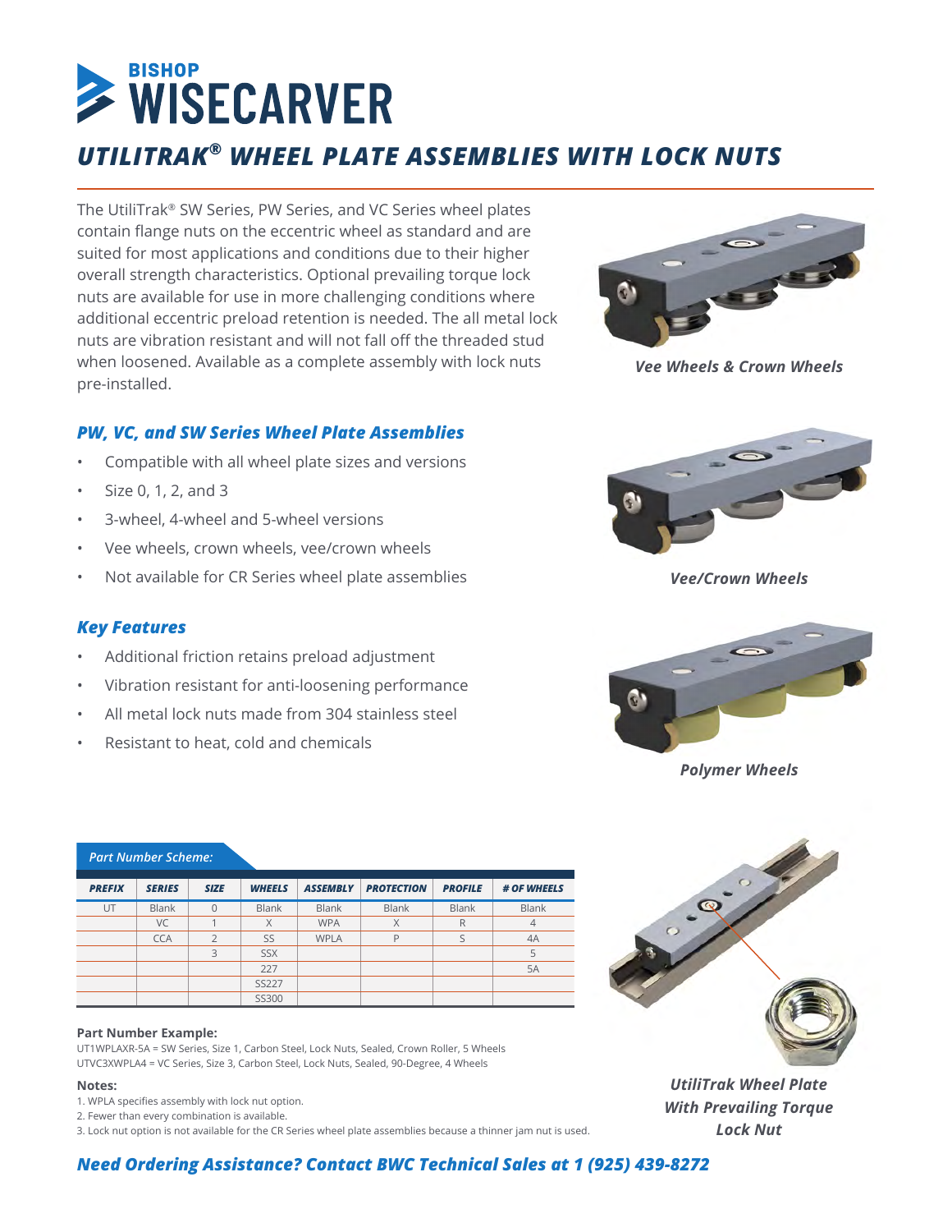// BISHOP WISECARVER

# *UTILITRAK® WHEEL PLATE ASSEMBLIES WITH LOCK NUTS*

The UtiliTrak® SW Series, PW Series, and VC Series wheel plates contain flange nuts on the eccentric wheel as standard and are suited for most applications and conditions due to their higher overall strength characteristics. Optional prevailing torque lock nuts are available for use in more challenging conditions where additional eccentric preload retention is needed. The all metal lock nuts are vibration resistant and will not fall off the threaded stud when loosened. Available as a complete assembly with lock nuts pre-installed.

***Vee Wheels & Crown Wheels***

## *PW, VC, and SW Series Wheel Plate Assemblies*

- Compatible with all wheel plate sizes and versions
- Size 0, 1, 2, and 3
- 3-wheel, 4-wheel and 5-wheel versions
- Vee wheels, crown wheels, vee/crown wheels
- Not available for CR Series wheel plate assemblies

***Vee/Crown Wheels***

## *Key Features*

- Additional friction retains preload adjustment
- Vibration resistant for anti-loosening performance
- All metal lock nuts made from 304 stainless steel
- Resistant to heat, cold and chemicals

***Polymer Wheels***

*Part Number Scheme:*

| PREFIX | SERIES | SIZE | WHEELS | ASSEMBLY | PROTECTION | PROFILE | # OF WHEELS |
|---|---|---|---|---|---|---|---|
| UT | Blank | 0 | Blank | Blank | Blank | Blank | Blank |
| | VC | 1 | X | WPA | X | R | 4 |
| | CCA | 2 | SS | WPLA | P | S | 4A |
| | | 3 | SSX | | | | 5 |
| | | | 227 | | | | 5A |
| | | | SS227 | | | | |
| | | | SS300 | | | | |

**Part Number Example:**

UT1WPLAXR-5A = SW Series, Size 1, Carbon Steel, Lock Nuts, Sealed, Crown Roller, 5 Wheels
UTVC3XWPLA4 = VC Series, Size 3, Carbon Steel, Lock Nuts, Sealed, 90-Degree, 4 Wheels

**Notes:**

1. WPLA specifies assembly with lock nut option.
2. Fewer than every combination is available.
3. Lock nut option is not available for the CR Series wheel plate assemblies because a thinner jam nut is used.

***UtiliTrak Wheel Plate With Prevailing Torque Lock Nut***

***Need Ordering Assistance? Contact BWC Technical Sales at 1 (925) 439-8272***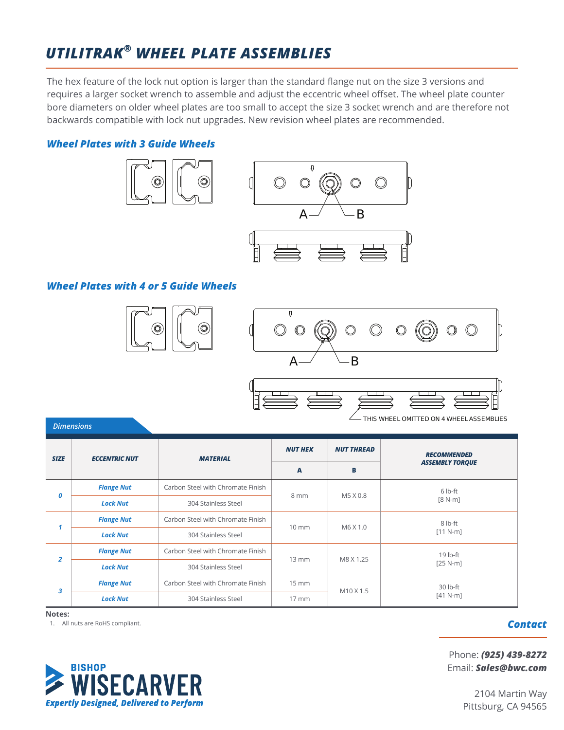# UTILITRAK® WHEEL PLATE ASSEMBLIES

The hex feature of the lock nut option is larger than the standard flange nut on the size 3 versions and requires a larger socket wrench to assemble and adjust the eccentric wheel offset. The wheel plate counter bore diameters on older wheel plates are too small to accept the size 3 socket wrench and are therefore not backwards compatible with lock nut upgrades. New revision wheel plates are recommended.

## *Wheel Plates with 3 Guide Wheels*

A B

## *Wheel Plates with 4 or 5 Guide Wheels*

A B

THIS WHEEL OMITTED ON 4 WHEEL ASSEMBLIES

*Dimensions*

| SIZE | ECCENTRIC NUT | MATERIAL | NUT HEX | NUT THREAD | RECOMMENDED ASSEMBLY TORQUE |
|---|---|---|---|---|---|
| | | | A | B | |
| 0 | Flange Nut | Carbon Steel with Chromate Finish | 8 mm | M5 X 0.8 | 6 lb-ft [8 N-m] |
| | Lock Nut | 304 Stainless Steel | | | |
| 1 | Flange Nut | Carbon Steel with Chromate Finish | 10 mm | M6 X 1.0 | 8 lb-ft [11 N-m] |
| | Lock Nut | 304 Stainless Steel | | | |
| 2 | Flange Nut | Carbon Steel with Chromate Finish | 13 mm | M8 X 1.25 | 19 lb-ft [25 N-m] |
| | Lock Nut | 304 Stainless Steel | | | |
| 3 | Flange Nut | Carbon Steel with Chromate Finish | 15 mm | M10 X 1.5 | 30 lb-ft [41 N-m] |
| | Lock Nut | 304 Stainless Steel | 17 mm | | |

**Notes:**

1. All nuts are RoHS compliant.

### *Contact*

Phone: ***(925) 439-8272***
Email: ***Sales@bwc.com***

2104 Martin Way
Pittsburg, CA 94565

BISHOP WISECARVER
*Expertly Designed, Delivered to Perform*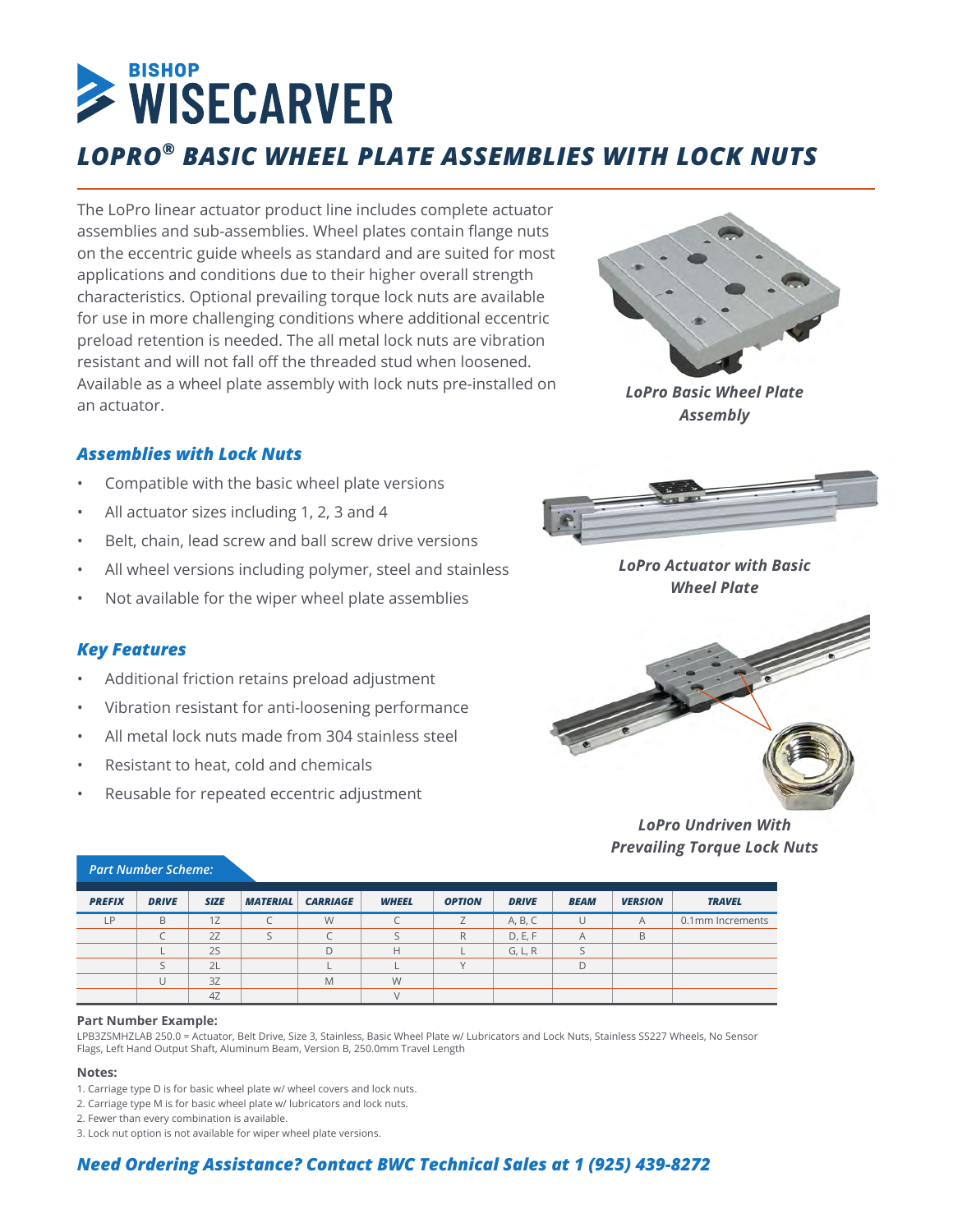# LOPRO® BASIC WHEEL PLATE ASSEMBLIES WITH LOCK NUTS

The LoPro linear actuator product line includes complete actuator assemblies and sub-assemblies. Wheel plates contain flange nuts on the eccentric guide wheels as standard and are suited for most applications and conditions due to their higher overall strength characteristics. Optional prevailing torque lock nuts are available for use in more challenging conditions where additional eccentric preload retention is needed. The all metal lock nuts are vibration resistant and will not fall off the threaded stud when loosened. Available as a wheel plate assembly with lock nuts pre-installed on an actuator.

*LoPro Basic Wheel Plate Assembly*

## *Assemblies with Lock Nuts*

- Compatible with the basic wheel plate versions
- All actuator sizes including 1, 2, 3 and 4
- Belt, chain, lead screw and ball screw drive versions
- All wheel versions including polymer, steel and stainless
- Not available for the wiper wheel plate assemblies

*LoPro Actuator with Basic Wheel Plate*

## *Key Features*

- Additional friction retains preload adjustment
- Vibration resistant for anti-loosening performance
- All metal lock nuts made from 304 stainless steel
- Resistant to heat, cold and chemicals
- Reusable for repeated eccentric adjustment

*LoPro Undriven With Prevailing Torque Lock Nuts*

*Part Number Scheme:*

| PREFIX | DRIVE | SIZE | MATERIAL | CARRIAGE | WHEEL | OPTION | DRIVE | BEAM | VERSION | TRAVEL |
|---|---|---|---|---|---|---|---|---|---|---|
| LP | B | 1Z | C | W | C | Z | A, B, C | U | A | 0.1mm Increments |
| | C | 2Z | S | C | S | R | D, E, F | A | B | |
| | L | 2S | | D | H | L | G, L, R | S | | |
| | S | 2L | | L | L | Y | | D | | |
| | U | 3Z | | M | W | | | | | |
| | | 4Z | | | V | | | | | |

**Part Number Example:**

LPB3ZSMHZLAB 250.0 = Actuator, Belt Drive, Size 3, Stainless, Basic Wheel Plate w/ Lubricators and Lock Nuts, Stainless SS227 Wheels, No Sensor Flags, Left Hand Output Shaft, Aluminum Beam, Version B, 250.0mm Travel Length

**Notes:**

1. Carriage type D is for basic wheel plate w/ wheel covers and lock nuts.
2. Carriage type M is for basic wheel plate w/ lubricators and lock nuts.
2. Fewer than every combination is available.
3. Lock nut option is not available for wiper wheel plate versions.

## *Need Ordering Assistance? Contact BWC Technical Sales at 1 (925) 439-8272*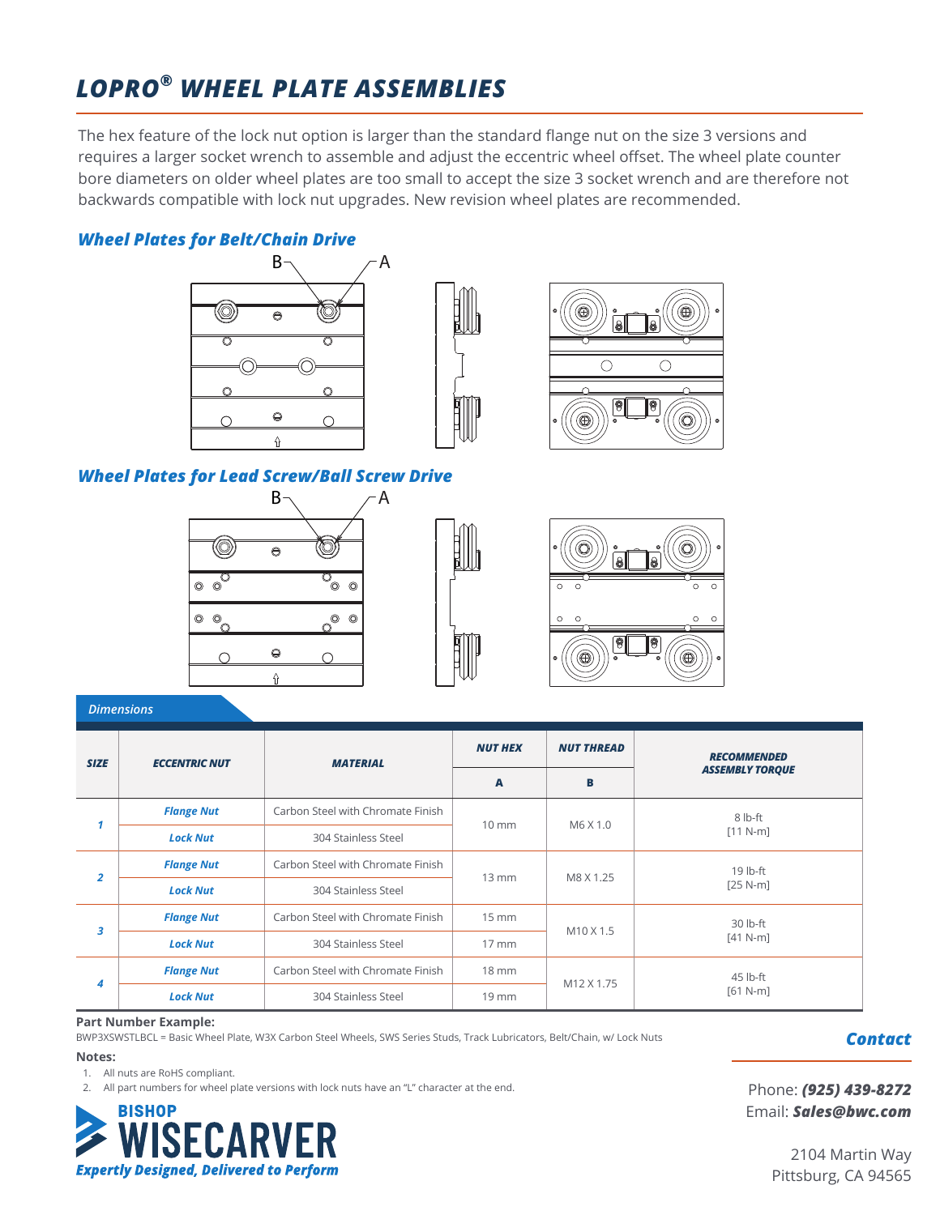# LOPRO® WHEEL PLATE ASSEMBLIES

The hex feature of the lock nut option is larger than the standard flange nut on the size 3 versions and requires a larger socket wrench to assemble and adjust the eccentric wheel offset. The wheel plate counter bore diameters on older wheel plates are too small to accept the size 3 socket wrench and are therefore not backwards compatible with lock nut upgrades. New revision wheel plates are recommended.

## Wheel Plates for Belt/Chain Drive

B A

## Wheel Plates for Lead Screw/Ball Screw Drive

B A

### Dimensions

| SIZE | ECCENTRIC NUT | MATERIAL | NUT HEX | NUT THREAD | RECOMMENDED ASSEMBLY TORQUE |
|---|---|---|---|---|---|
| | | | A | B | |
| 1 | Flange Nut | Carbon Steel with Chromate Finish | 10 mm | M6 X 1.0 | 8 lb-ft [11 N-m] |
| | Lock Nut | 304 Stainless Steel | | | |
| 2 | Flange Nut | Carbon Steel with Chromate Finish | 13 mm | M8 X 1.25 | 19 lb-ft [25 N-m] |
| | Lock Nut | 304 Stainless Steel | | | |
| 3 | Flange Nut | Carbon Steel with Chromate Finish | 15 mm | M10 X 1.5 | 30 lb-ft [41 N-m] |
| | Lock Nut | 304 Stainless Steel | 17 mm | | |
| 4 | Flange Nut | Carbon Steel with Chromate Finish | 18 mm | M12 X 1.75 | 45 lb-ft [61 N-m] |
| | Lock Nut | 304 Stainless Steel | 19 mm | | |

**Part Number Example:**

BWP3XSWSTLBCL = Basic Wheel Plate, W3X Carbon Steel Wheels, SWS Series Studs, Track Lubricators, Belt/Chain, w/ Lock Nuts

**Notes:**

1. All nuts are RoHS compliant.
2. All part numbers for wheel plate versions with lock nuts have an "L" character at the end.

BISHOP WISECARVER
*Expertly Designed, Delivered to Perform*

**Contact**

Phone: ***(925) 439-8272***
Email: ***Sales@bwc.com***

2104 Martin Way
Pittsburg, CA 94565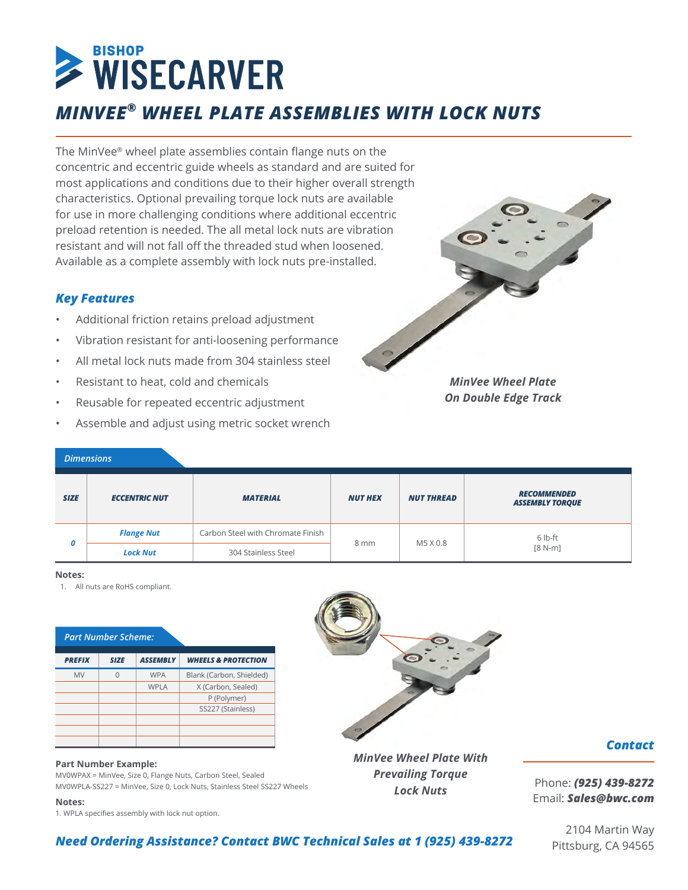# BISHOP WISECARVER

# *MINVEE® WHEEL PLATE ASSEMBLIES WITH LOCK NUTS*

The MinVee® wheel plate assemblies contain flange nuts on the concentric and eccentric guide wheels as standard and are suited for most applications and conditions due to their higher overall strength characteristics. Optional prevailing torque lock nuts are available for use in more challenging conditions where additional eccentric preload retention is needed. The all metal lock nuts are vibration resistant and will not fall off the threaded stud when loosened. Available as a complete assembly with lock nuts pre-installed.

## *Key Features*

- Additional friction retains preload adjustment
- Vibration resistant for anti-loosening performance
- All metal lock nuts made from 304 stainless steel
- Resistant to heat, cold and chemicals
- Reusable for repeated eccentric adjustment
- Assemble and adjust using metric socket wrench

*MinVee Wheel Plate On Double Edge Track*

### *Dimensions*

| SIZE | ECCENTRIC NUT | MATERIAL | NUT HEX | NUT THREAD | RECOMMENDED ASSEMBLY TORQUE |
|---|---|---|---|---|---|
| 0 | Flange Nut | Carbon Steel with Chromate Finish | 8 mm | M5 X 0.8 | 6 lb-ft [8 N-m] |
| | Lock Nut | 304 Stainless Steel | | | |

**Notes:**

1. All nuts are RoHS compliant.

### *Part Number Scheme:*

| PREFIX | SIZE | ASSEMBLY | WHEELS & PROTECTION |
|---|---|---|---|
| MV | 0 | WPA | Blank (Carbon, Shielded) |
| | | WPLA | X (Carbon, Sealed) |
| | | | P (Polymer) |
| | | | SS227 (Stainless) |

**Part Number Example:**

MV0WPAX = MinVee, Size 0, Flange Nuts, Carbon Steel, Sealed

MV0WPLA-SS227 = MinVee, Size 0, Lock Nuts, Stainless Steel SS227 Wheels

**Notes:**

1. WPLA specifies assembly with lock nut option.

*MinVee Wheel Plate With Prevailing Torque Lock Nuts*

### *Contact*

Phone: ***(925) 439-8272***

Email: ***Sales@bwc.com***

2104 Martin Way

Pittsburg, CA 94565

***Need Ordering Assistance? Contact BWC Technical Sales at 1 (925) 439-8272***